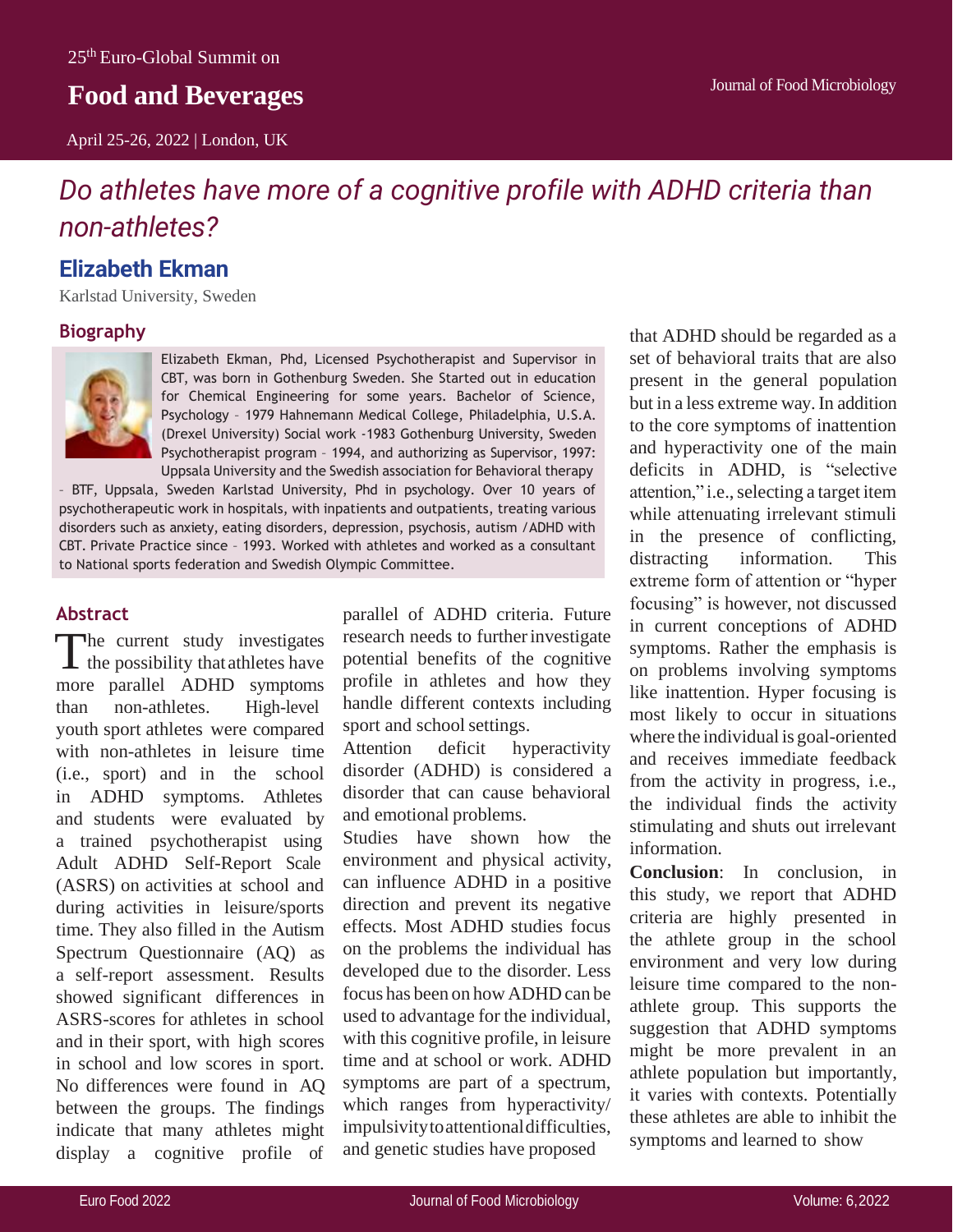# Do athletes have more of a cognitive profile with ADHD criteria than non-athletes?

## Elizabeth Ekman

Karlstad University, Sweden

### Biography

Elizabeth Ekman, Phd, Licensed Psychotherapist and Supervisor in CBT, was born in Gothenburg Sweden. She Started out in education for Chemical Engineering for some years. Bachelor of Science, Psychology – 1979 Hahnemann Medical College, Philadelphia, U.S.A. (Drexel University) Social work -1983 Gothenburg University, Sweden Psychotherapist program – 1994, and authorizing as Supervisor, 1997: Uppsala University and the Swedish association for Behavioral therapy – BTF, Uppsala, Sweden Karlstad University, Phd in psychology. Over 10 years of psychotherapeutic work in hospitals, with inpatients and outpatients, treating various disorders such as anxiety, eating disorders, depression, psychosis, autism /ADHD with CBT. Private Practice since – 1993. Worked with athletes and worked as a consultant to National sports federation and Swedish Olympic Committee.

### Abstract

The current study investigates the possibility that athletes have more parallel ADHD symptoms than non-athletes. High-level youth sport athletes were compared with non-athletes in leisure time (i.e., sport) and in the school in ADHD symptoms. Athletes and students were evaluated by a trained psychotherapist using Adult ADHD Self-Report Scale (ASRS) on activities at school and during activities in leisure/sports time. They also filled in the Autism Spectrum Questionnaire (AQ) as a self-report assessment. Results showed significant differences in ASRS-scores for athletes in school and in their sport, with high scores in school and low scores in sport. No differences were found in AQ between the groups. The findings indicate that many athletes might display a cognitive profile of parallel of ADHD criteria. Future research needs to further investigate potential benefits of the cognitive profile in athletes and how they handle different contexts including sport and school settings.

Attention deficit hyperactivity disorder (ADHD) is considered a disorder that can cause behavioral and emotional problems.

Studies have shown how the environment and physical activity, can influence ADHD in a positive direction and prevent its negative effects. Most ADHD studies focus on the problems the individual has developed due to the disorder. Less focus has been on how ADHD can be used to advantage for the individual, with this cognitive profile, in leisure time and at school or work. ADHD symptoms are part of a spectrum, which ranges from hyperactivity/ impulsivity to attentional difficulties, and genetic studies have proposed that ADHD should be regarded as a set of behavioral traits that are also present in the general population but in a less extreme way. In addition to the core symptoms of inattention and hyperactivity one of the main deficits in ADHD, is "selective attention," i.e., selecting a target item while attenuating irrelevant stimuli in the presence of conflicting, distracting information. This extreme form of attention or "hyper focusing" is however, not discussed in current conceptions of ADHD symptoms. Rather the emphasis is on problems involving symptoms like inattention. Hyper focusing is most likely to occur in situations where the individual is goal-oriented and receives immediate feedback from the activity in progress, i.e., the individual finds the activity stimulating and shuts out irrelevant information.

**Conclusion**: In conclusion, in this study, we report that ADHD criteria are highly presented in the athlete group in the school environment and very low during leisure time compared to the non-athlete group. This supports the suggestion that ADHD symptoms might be more prevalent in an athlete population but importantly, it varies with contexts. Potentially these athletes are able to inhibit the symptoms and learned to show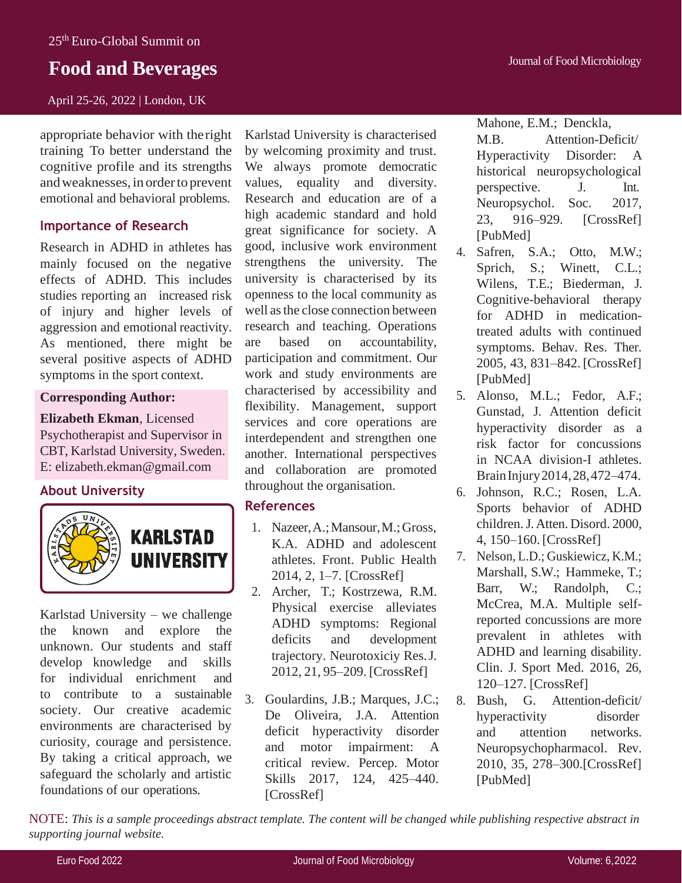appropriate behavior with the right training To better understand the cognitive profile and its strengths and weaknesses, in order to prevent emotional and behavioral problems.

## Importance of Research

Research in ADHD in athletes has mainly focused on the negative effects of ADHD. This includes studies reporting an increased risk of injury and higher levels of aggression and emotional reactivity. As mentioned, there might be several positive aspects of ADHD symptoms in the sport context.

**Corresponding Author:**

**Elizabeth Ekman**, Licensed Psychotherapist and Supervisor in CBT, Karlstad University, Sweden.
E: elizabeth.ekman@gmail.com

## About University

KARLSTAD UNIVERSITY

Karlstad University – we challenge the known and explore the unknown. Our students and staff develop knowledge and skills for individual enrichment and to contribute to a sustainable society. Our creative academic environments are characterised by curiosity, courage and persistence. By taking a critical approach, we safeguard the scholarly and artistic foundations of our operations.

Karlstad University is characterised by welcoming proximity and trust. We always promote democratic values, equality and diversity. Research and education are of a high academic standard and hold great significance for society. A good, inclusive work environment strengthens the university. The university is characterised by its openness to the local community as well as the close connection between research and teaching. Operations are based on accountability, participation and commitment. Our work and study environments are characterised by accessibility and flexibility. Management, support services and core operations are interdependent and strengthen one another. International perspectives and collaboration are promoted throughout the organisation.

## References

1. Nazeer, A.; Mansour, M.; Gross, K.A. ADHD and adolescent athletes. Front. Public Health 2014, 2, 1–7. [CrossRef]
2. Archer, T.; Kostrzewa, R.M. Physical exercise alleviates ADHD symptoms: Regional deficits and development trajectory. Neurotoxiciy Res. J. 2012, 21, 95–209. [CrossRef]
3. Goulardins, J.B.; Marques, J.C.; De Oliveira, J.A. Attention deficit hyperactivity disorder and motor impairment: A critical review. Percep. Motor Skills 2017, 124, 425–440. [CrossRef] Mahone, E.M.; Denckla, M.B. Attention-Deficit/ Hyperactivity Disorder: A historical neuropsychological perspective. J. Int. Neuropsychol. Soc. 2017, 23, 916–929. [CrossRef] [PubMed]
4. Safren, S.A.; Otto, M.W.; Sprich, S.; Winett, C.L.; Wilens, T.E.; Biederman, J. Cognitive-behavioral therapy for ADHD in medication-treated adults with continued symptoms. Behav. Res. Ther. 2005, 43, 831–842. [CrossRef] [PubMed]
5. Alonso, M.L.; Fedor, A.F.; Gunstad, J. Attention deficit hyperactivity disorder as a risk factor for concussions in NCAA division-I athletes. Brain Injury 2014, 28, 472–474.
6. Johnson, R.C.; Rosen, L.A. Sports behavior of ADHD children. J. Atten. Disord. 2000, 4, 150–160. [CrossRef]
7. Nelson, L.D.; Guskiewicz, K.M.; Marshall, S.W.; Hammeke, T.; Barr, W.; Randolph, C.; McCrea, M.A. Multiple self-reported concussions are more prevalent in athletes with ADHD and learning disability. Clin. J. Sport Med. 2016, 26, 120–127. [CrossRef]
8. Bush, G. Attention-deficit/ hyperactivity disorder and attention networks. Neuropsychopharmacol. Rev. 2010, 35, 278–300.[CrossRef] [PubMed]

NOTE: *This is a sample proceedings abstract template. The content will be changed while publishing respective abstract in supporting journal website.*